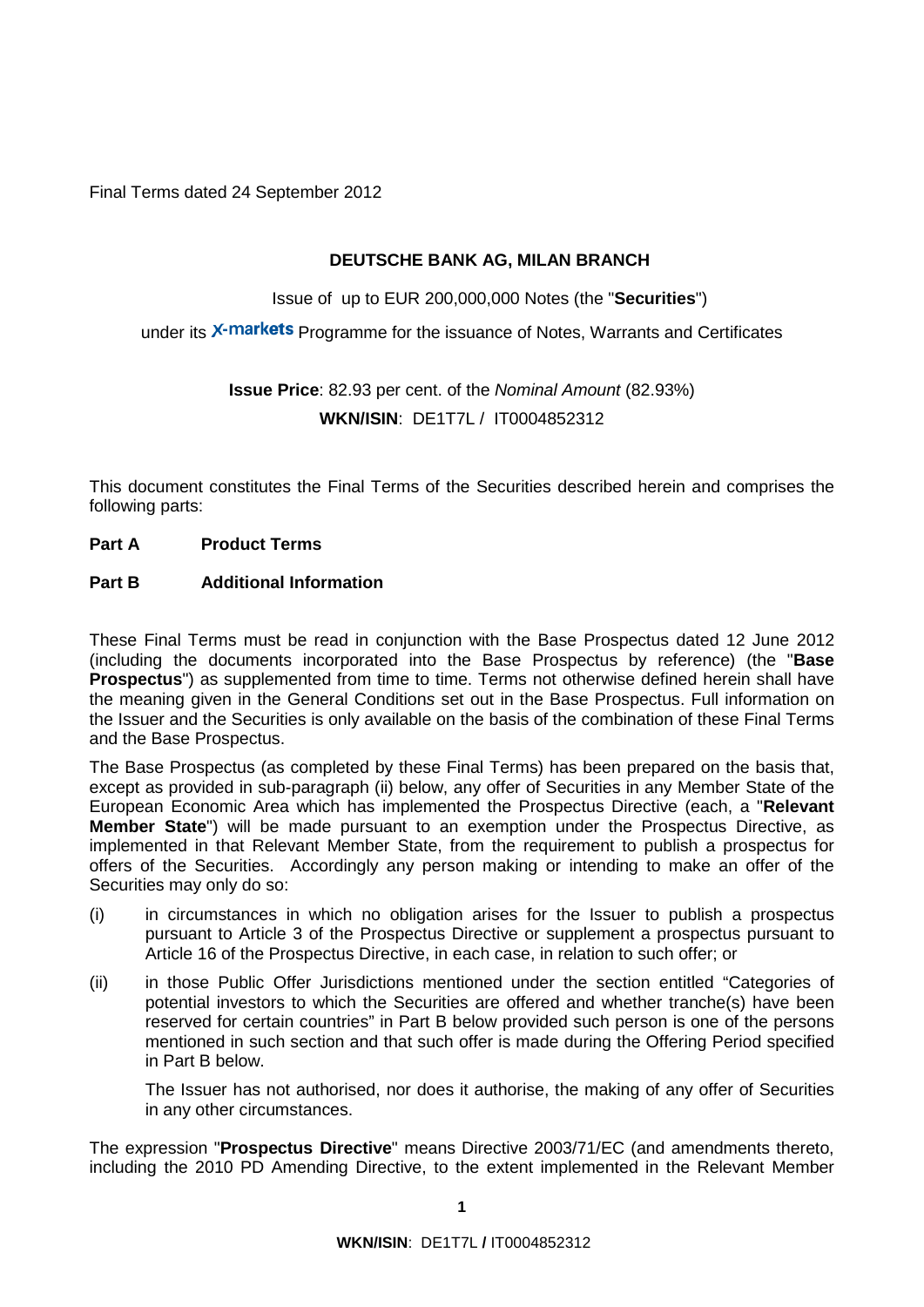Final Terms dated 24 September 2012

**DEUTSCHE BANK AG, MILAN BRANCH**

Issue of up to EUR 200,000,000 Notes (the "**Securities**")

under its X-markets Programme for the issuance of Notes, Warrants and Certificates

**Issue Price**: 82.93 per cent. of the *Nominal Amount* (82.93%)

**WKN/ISIN**: DE1T7L / IT0004852312

This document constitutes the Final Terms of the Securities described herein and comprises the following parts:

**Part A Product Terms**

**Part B Additional Information**

These Final Terms must be read in conjunction with the Base Prospectus dated 12 June 2012 (including the documents incorporated into the Base Prospectus by reference) (the "**Base Prospectus**") as supplemented from time to time. Terms not otherwise defined herein shall have the meaning given in the General Conditions set out in the Base Prospectus. Full information on the Issuer and the Securities is only available on the basis of the combination of these Final Terms and the Base Prospectus.

The Base Prospectus (as completed by these Final Terms) has been prepared on the basis that, except as provided in sub-paragraph (ii) below, any offer of Securities in any Member State of the European Economic Area which has implemented the Prospectus Directive (each, a "**Relevant Member State**") will be made pursuant to an exemption under the Prospectus Directive, as implemented in that Relevant Member State, from the requirement to publish a prospectus for offers of the Securities. Accordingly any person making or intending to make an offer of the Securities may only do so:

(i) in circumstances in which no obligation arises for the Issuer to publish a prospectus pursuant to Article 3 of the Prospectus Directive or supplement a prospectus pursuant to Article 16 of the Prospectus Directive, in each case, in relation to such offer; or

(ii) in those Public Offer Jurisdictions mentioned under the section entitled "Categories of potential investors to which the Securities are offered and whether tranche(s) have been reserved for certain countries" in Part B below provided such person is one of the persons mentioned in such section and that such offer is made during the Offering Period specified in Part B below.

The Issuer has not authorised, nor does it authorise, the making of any offer of Securities in any other circumstances.

The expression "**Prospectus Directive**" means Directive 2003/71/EC (and amendments thereto, including the 2010 PD Amending Directive, to the extent implemented in the Relevant Member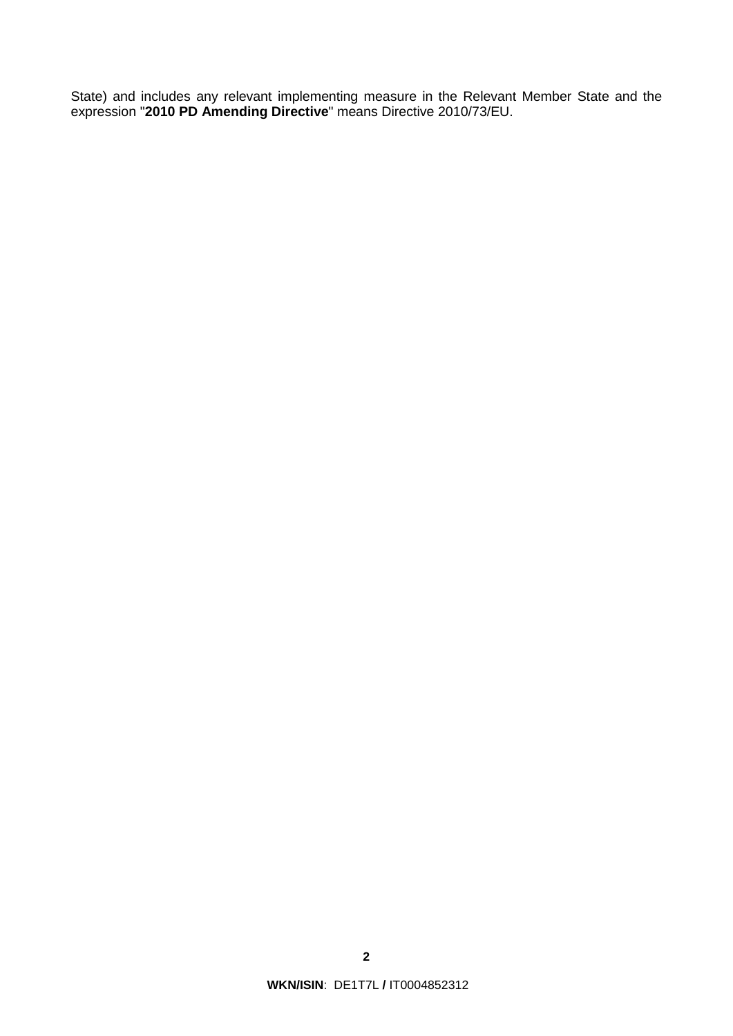State) and includes any relevant implementing measure in the Relevant Member State and the expression "**2010 PD Amending Directive**" means Directive 2010/73/EU.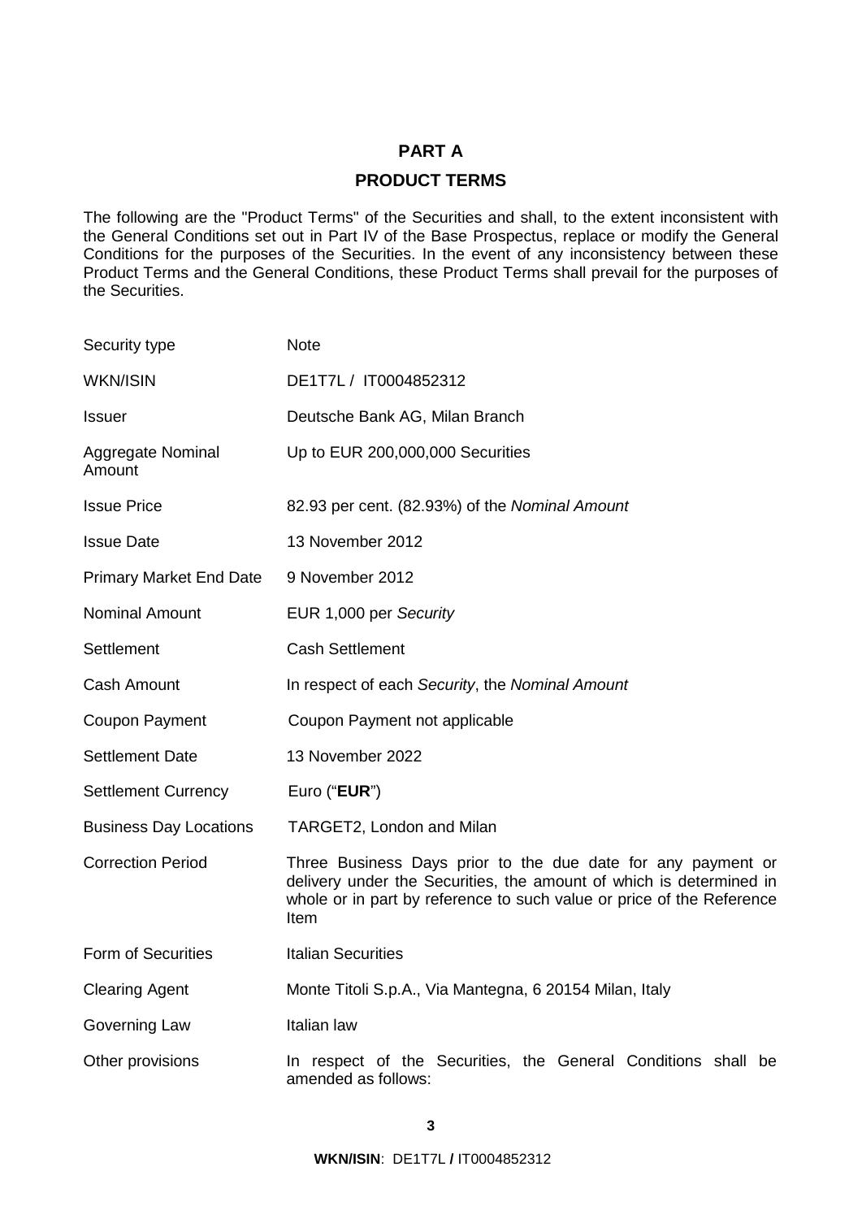# PART A

## PRODUCT TERMS

The following are the "Product Terms" of the Securities and shall, to the extent inconsistent with the General Conditions set out in Part IV of the Base Prospectus, replace or modify the General Conditions for the purposes of the Securities. In the event of any inconsistency between these Product Terms and the General Conditions, these Product Terms shall prevail for the purposes of the Securities.

| | |
|---|---|
| Security type | Note |
| WKN/ISIN | DE1T7L / IT0004852312 |
| Issuer | Deutsche Bank AG, Milan Branch |
| Aggregate Nominal Amount | Up to EUR 200,000,000 Securities |
| Issue Price | 82.93 per cent. (82.93%) of the *Nominal Amount* |
| Issue Date | 13 November 2012 |
| Primary Market End Date | 9 November 2012 |
| Nominal Amount | EUR 1,000 per *Security* |
| Settlement | Cash Settlement |
| Cash Amount | In respect of each *Security*, the *Nominal Amount* |
| Coupon Payment | Coupon Payment not applicable |
| Settlement Date | 13 November 2022 |
| Settlement Currency | Euro ("**EUR**") |
| Business Day Locations | TARGET2, London and Milan |
| Correction Period | Three Business Days prior to the due date for any payment or delivery under the Securities, the amount of which is determined in whole or in part by reference to such value or price of the Reference Item |
| Form of Securities | Italian Securities |
| Clearing Agent | Monte Titoli S.p.A., Via Mantegna, 6 20154 Milan, Italy |
| Governing Law | Italian law |
| Other provisions | In respect of the Securities, the General Conditions shall be amended as follows: |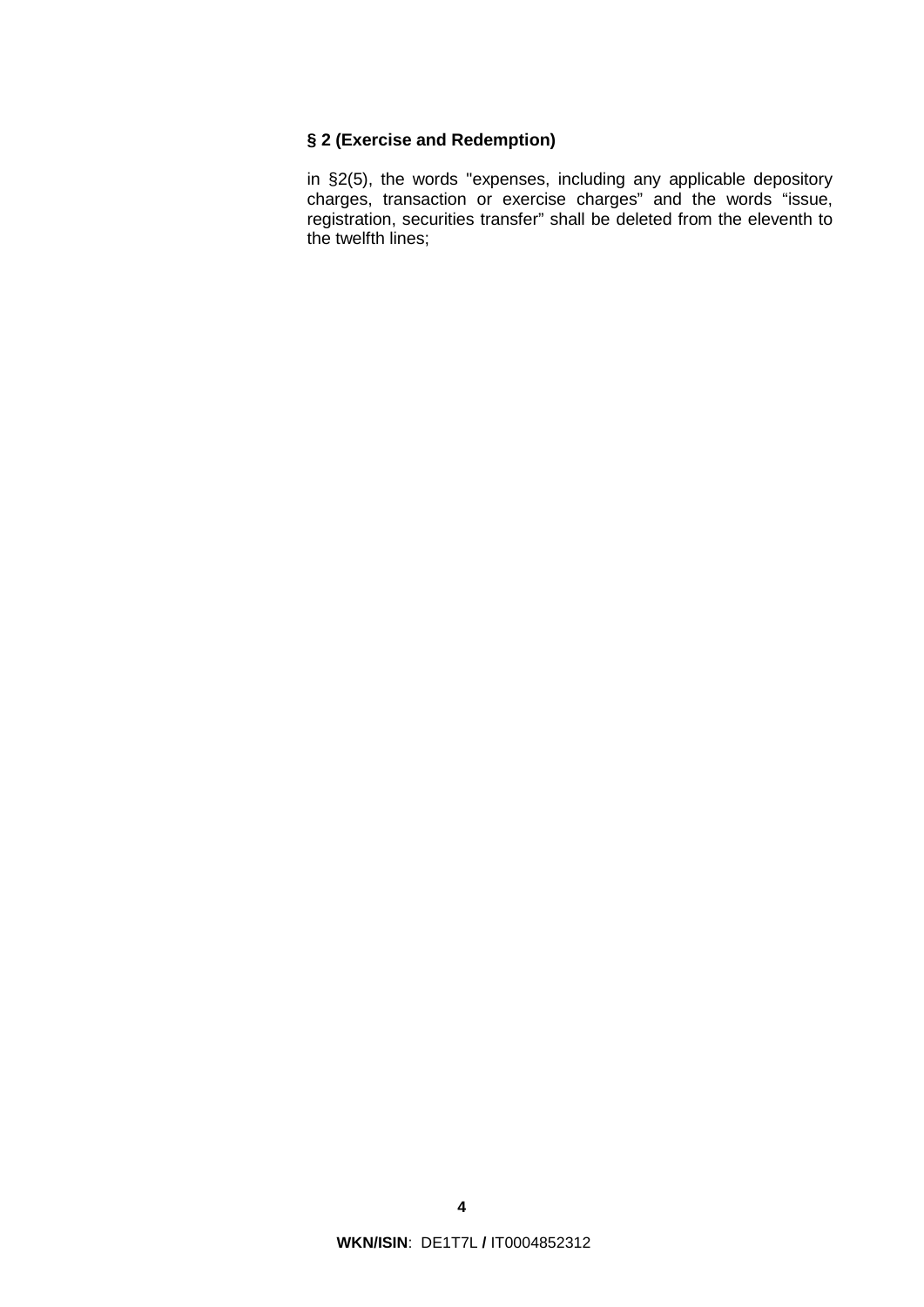**§ 2 (Exercise and Redemption)**

in §2(5), the words "expenses, including any applicable depository charges, transaction or exercise charges" and the words "issue, registration, securities transfer" shall be deleted from the eleventh to the twelfth lines;

**WKN/ISIN**: DE1T7L **/** IT0004852312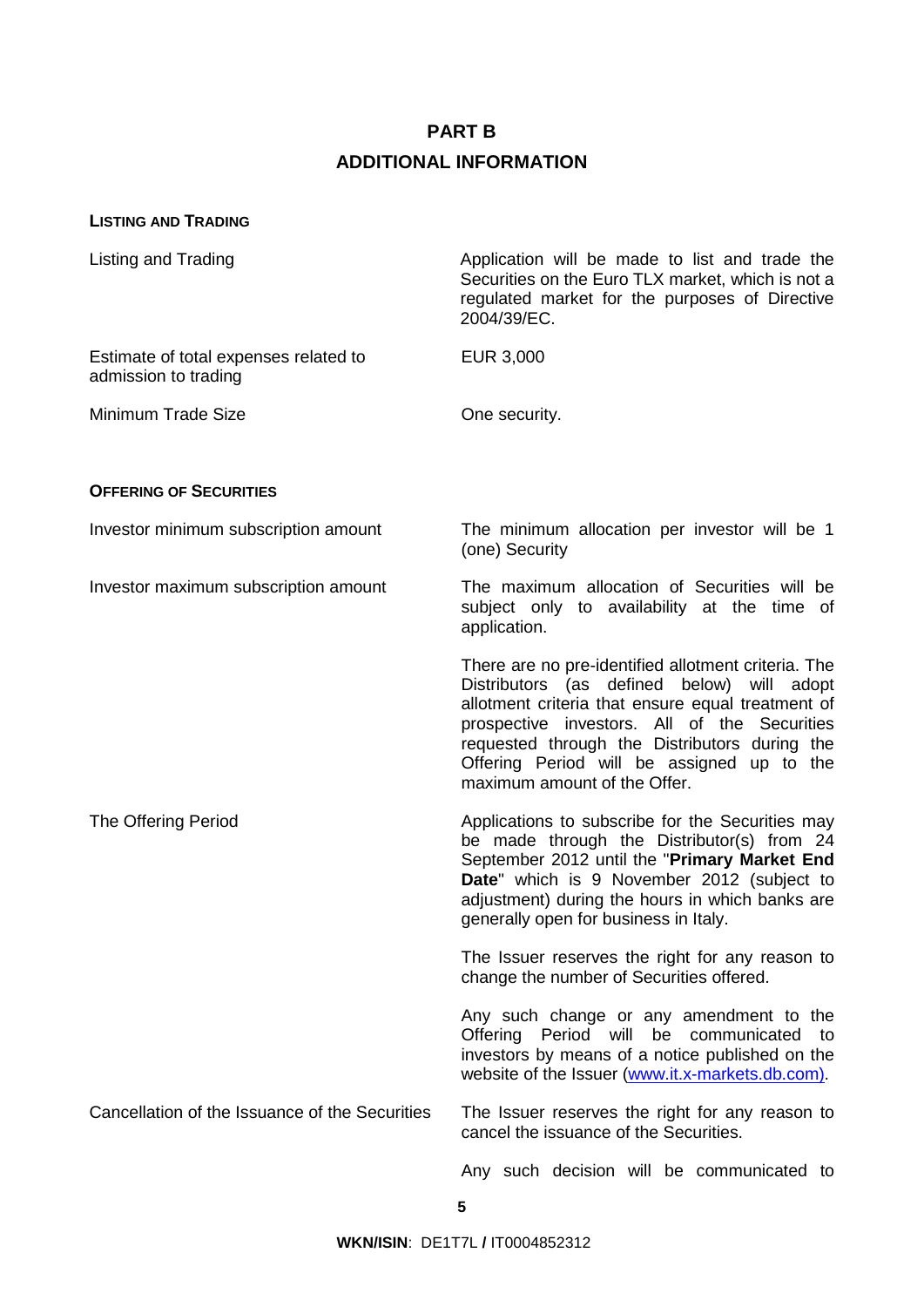# PART B

## ADDITIONAL INFORMATION

**LISTING AND TRADING**

| | |
|---|---|
| Listing and Trading | Application will be made to list and trade the Securities on the Euro TLX market, which is not a regulated market for the purposes of Directive 2004/39/EC. |
| Estimate of total expenses related to admission to trading | EUR 3,000 |
| Minimum Trade Size | One security. |

**OFFERING OF SECURITIES**

| | |
|---|---|
| Investor minimum subscription amount | The minimum allocation per investor will be 1 (one) Security |
| Investor maximum subscription amount | The maximum allocation of Securities will be subject only to availability at the time of application.<br><br>There are no pre-identified allotment criteria. The Distributors (as defined below) will adopt allotment criteria that ensure equal treatment of prospective investors. All of the Securities requested through the Distributors during the Offering Period will be assigned up to the maximum amount of the Offer. |
| The Offering Period | Applications to subscribe for the Securities may be made through the Distributor(s) from 24 September 2012 until the "**Primary Market End Date**" which is 9 November 2012 (subject to adjustment) during the hours in which banks are generally open for business in Italy.<br><br>The Issuer reserves the right for any reason to change the number of Securities offered.<br><br>Any such change or any amendment to the Offering Period will be communicated to investors by means of a notice published on the website of the Issuer ([www.it.x-markets.db.com](http://www.it.x-markets.db.com)). |
| Cancellation of the Issuance of the Securities | The Issuer reserves the right for any reason to cancel the issuance of the Securities.<br><br>Any such decision will be communicated to |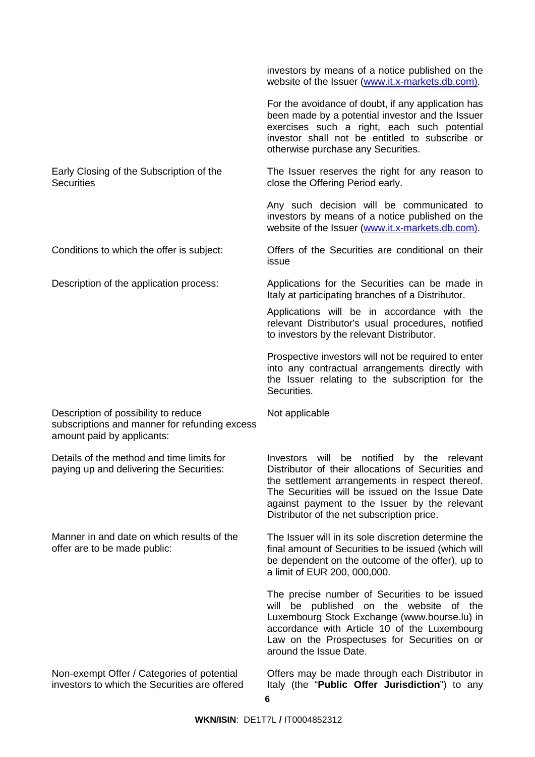| | |
|---|---|
| | investors by means of a notice published on the website of the Issuer (www.it.x-markets.db.com). |
| | For the avoidance of doubt, if any application has been made by a potential investor and the Issuer exercises such a right, each such potential investor shall not be entitled to subscribe or otherwise purchase any Securities. |
| Early Closing of the Subscription of the Securities | The Issuer reserves the right for any reason to close the Offering Period early. |
| | Any such decision will be communicated to investors by means of a notice published on the website of the Issuer (www.it.x-markets.db.com). |
| Conditions to which the offer is subject: | Offers of the Securities are conditional on their issue |
| Description of the application process: | Applications for the Securities can be made in Italy at participating branches of a Distributor. |
| | Applications will be in accordance with the relevant Distributor's usual procedures, notified to investors by the relevant Distributor. |
| | Prospective investors will not be required to enter into any contractual arrangements directly with the Issuer relating to the subscription for the Securities. |
| Description of possibility to reduce subscriptions and manner for refunding excess amount paid by applicants: | Not applicable |
| Details of the method and time limits for paying up and delivering the Securities: | Investors will be notified by the relevant Distributor of their allocations of Securities and the settlement arrangements in respect thereof. The Securities will be issued on the Issue Date against payment to the Issuer by the relevant Distributor of the net subscription price. |
| Manner in and date on which results of the offer are to be made public: | The Issuer will in its sole discretion determine the final amount of Securities to be issued (which will be dependent on the outcome of the offer), up to a limit of EUR 200, 000,000. |
| | The precise number of Securities to be issued will be published on the website of the Luxembourg Stock Exchange (www.bourse.lu) in accordance with Article 10 of the Luxembourg Law on the Prospectuses for Securities on or around the Issue Date. |
| Non-exempt Offer / Categories of potential investors to which the Securities are offered | Offers may be made through each Distributor in Italy (the "**Public Offer Jurisdiction**") to any |

**WKN/ISIN**: DE1T7L **/** IT0004852312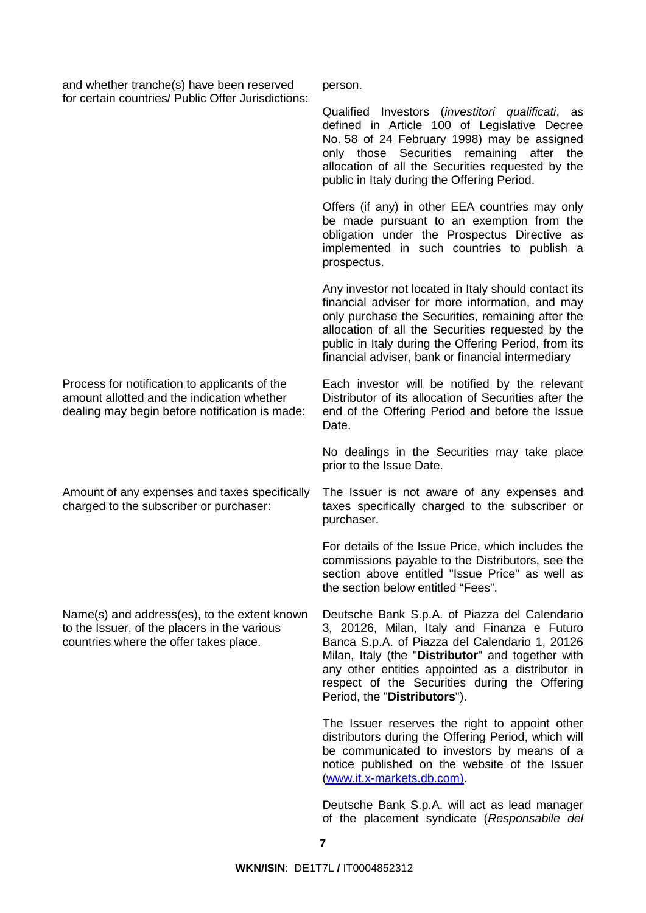| | |
|---|---|
| and whether tranche(s) have been reserved for certain countries/ Public Offer Jurisdictions: | person.<br><br>Qualified Investors (*investitori qualificati*, as defined in Article 100 of Legislative Decree No. 58 of 24 February 1998) may be assigned only those Securities remaining after the allocation of all the Securities requested by the public in Italy during the Offering Period.<br><br>Offers (if any) in other EEA countries may only be made pursuant to an exemption from the obligation under the Prospectus Directive as implemented in such countries to publish a prospectus.<br><br>Any investor not located in Italy should contact its financial adviser for more information, and may only purchase the Securities, remaining after the allocation of all the Securities requested by the public in Italy during the Offering Period, from its financial adviser, bank or financial intermediary |
| Process for notification to applicants of the amount allotted and the indication whether dealing may begin before notification is made: | Each investor will be notified by the relevant Distributor of its allocation of Securities after the end of the Offering Period and before the Issue Date.<br><br>No dealings in the Securities may take place prior to the Issue Date. |
| Amount of any expenses and taxes specifically charged to the subscriber or purchaser: | The Issuer is not aware of any expenses and taxes specifically charged to the subscriber or purchaser.<br><br>For details of the Issue Price, which includes the commissions payable to the Distributors, see the section above entitled "Issue Price" as well as the section below entitled "Fees". |
| Name(s) and address(es), to the extent known to the Issuer, of the placers in the various countries where the offer takes place. | Deutsche Bank S.p.A. of Piazza del Calendario 3, 20126, Milan, Italy and Finanza e Futuro Banca S.p.A. of Piazza del Calendario 1, 20126 Milan, Italy (the "**Distributor**" and together with any other entities appointed as a distributor in respect of the Securities during the Offering Period, the "**Distributors**").<br><br>The Issuer reserves the right to appoint other distributors during the Offering Period, which will be communicated to investors by means of a notice published on the website of the Issuer (www.it.x-markets.db.com).<br><br>Deutsche Bank S.p.A. will act as lead manager of the placement syndicate (*Responsabile del* |

**WKN/ISIN**: DE1T7L **/** IT0004852312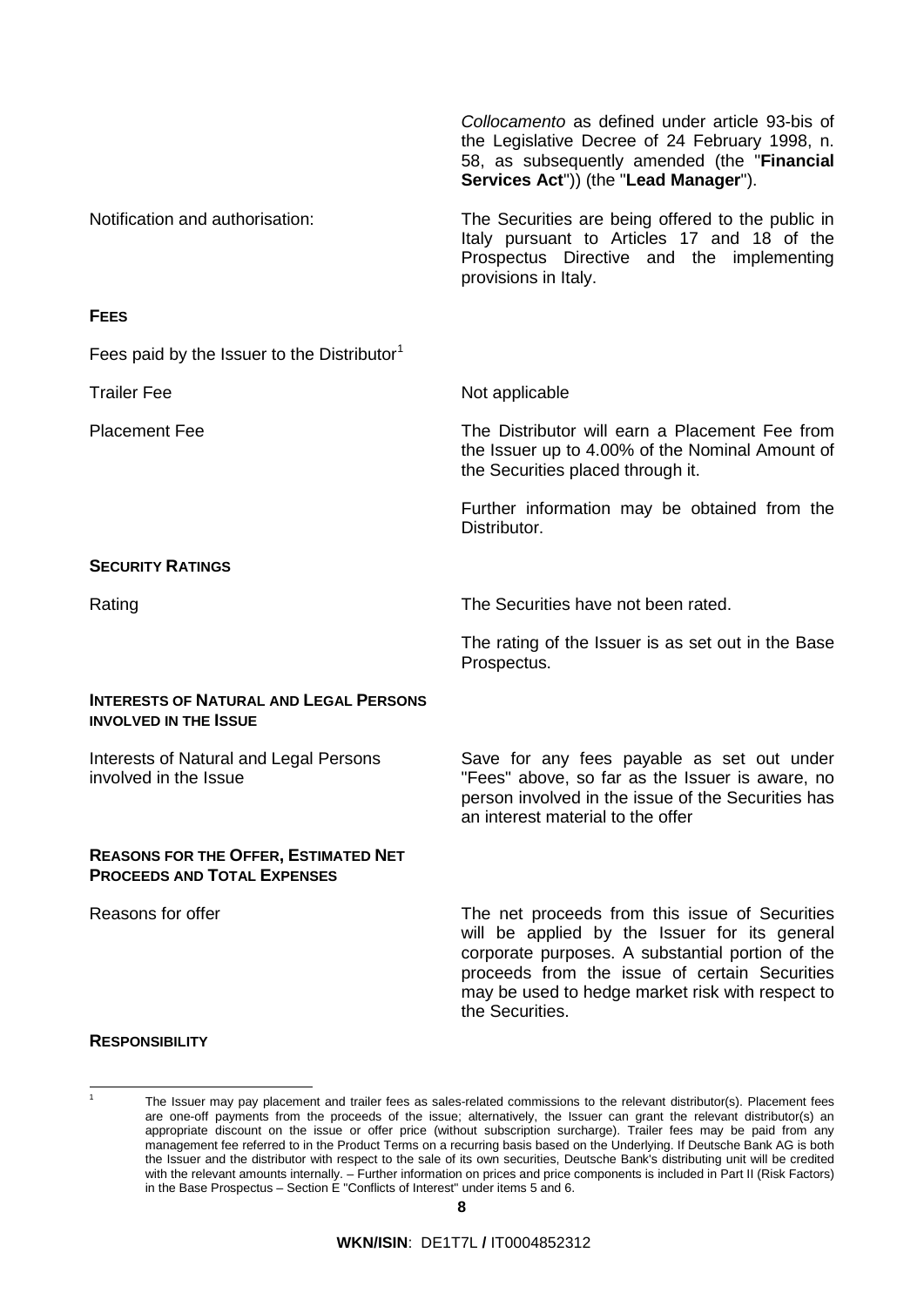| | |
|---|---|
| | *Collocamento* as defined under article 93-bis of the Legislative Decree of 24 February 1998, n. 58, as subsequently amended (the "**Financial Services Act**")) (the "**Lead Manager**"). |
| Notification and authorisation: | The Securities are being offered to the public in Italy pursuant to Articles 17 and 18 of the Prospectus Directive and the implementing provisions in Italy. |

**FEES**

| | |
|---|---|
| Fees paid by the Issuer to the Distributor[1] | |
| Trailer Fee | Not applicable |
| Placement Fee | The Distributor will earn a Placement Fee from the Issuer up to 4.00% of the Nominal Amount of the Securities placed through it.<br><br>Further information may be obtained from the Distributor. |

**SECURITY RATINGS**

| | |
|---|---|
| Rating | The Securities have not been rated.<br><br>The rating of the Issuer is as set out in the Base Prospectus. |

**INTERESTS OF NATURAL AND LEGAL PERSONS INVOLVED IN THE ISSUE**

| | |
|---|---|
| Interests of Natural and Legal Persons involved in the Issue | Save for any fees payable as set out under "Fees" above, so far as the Issuer is aware, no person involved in the issue of the Securities has an interest material to the offer |

**REASONS FOR THE OFFER, ESTIMATED NET PROCEEDS AND TOTAL EXPENSES**

| | |
|---|---|
| Reasons for offer | The net proceeds from this issue of Securities will be applied by the Issuer for its general corporate purposes. A substantial portion of the proceeds from the issue of certain Securities may be used to hedge market risk with respect to the Securities. |

**RESPONSIBILITY**

[1] The Issuer may pay placement and trailer fees as sales-related commissions to the relevant distributor(s). Placement fees are one-off payments from the proceeds of the issue; alternatively, the Issuer can grant the relevant distributor(s) an appropriate discount on the issue or offer price (without subscription surcharge). Trailer fees may be paid from any management fee referred to in the Product Terms on a recurring basis based on the Underlying. If Deutsche Bank AG is both the Issuer and the distributor with respect to the sale of its own securities, Deutsche Bank's distributing unit will be credited with the relevant amounts internally. – Further information on prices and price components is included in Part II (Risk Factors) in the Base Prospectus – Section E "Conflicts of Interest" under items 5 and 6.

**WKN/ISIN**: DE1T7L **/** IT0004852312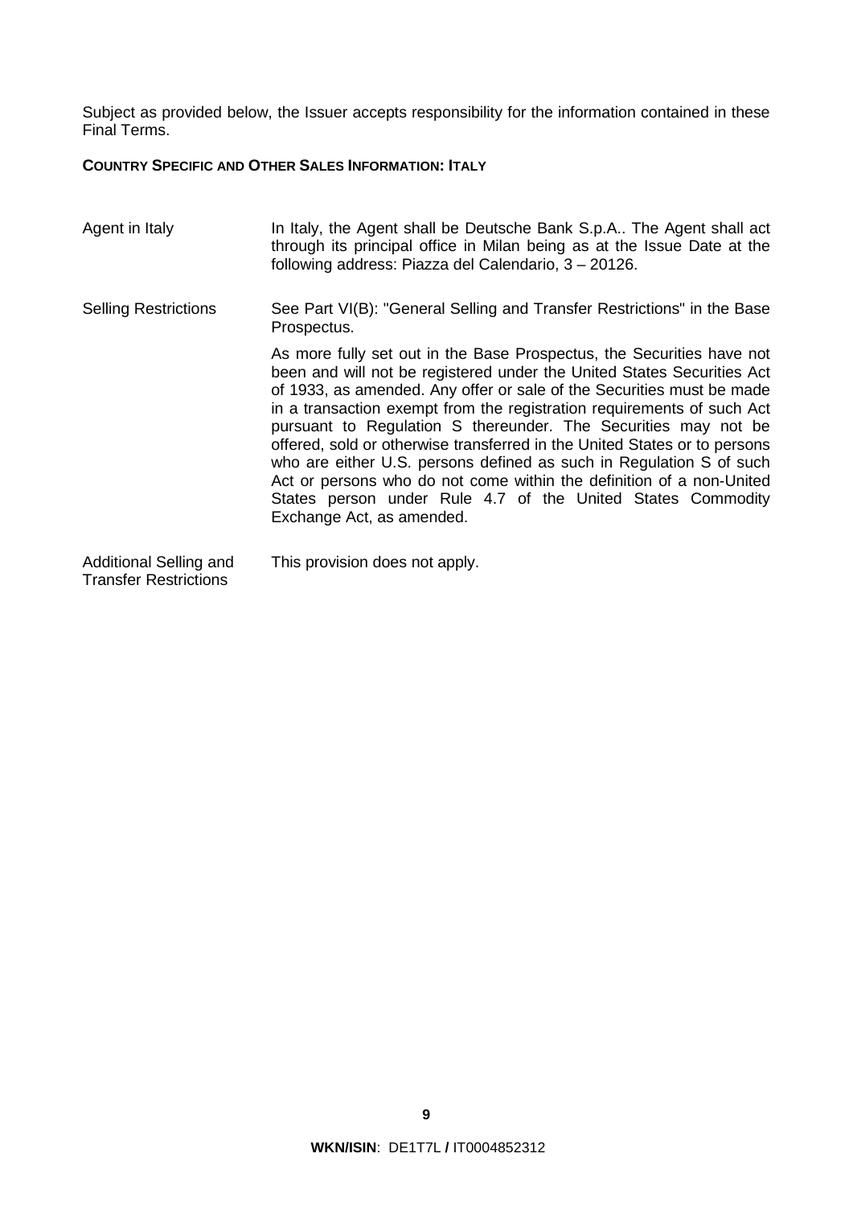Subject as provided below, the Issuer accepts responsibility for the information contained in these Final Terms.

**COUNTRY SPECIFIC AND OTHER SALES INFORMATION: ITALY**

| | |
|---|---|
| Agent in Italy | In Italy, the Agent shall be Deutsche Bank S.p.A.. The Agent shall act through its principal office in Milan being as at the Issue Date at the following address: Piazza del Calendario, 3 – 20126. |
| Selling Restrictions | See Part VI(B): "General Selling and Transfer Restrictions" in the Base Prospectus.<br><br>As more fully set out in the Base Prospectus, the Securities have not been and will not be registered under the United States Securities Act of 1933, as amended. Any offer or sale of the Securities must be made in a transaction exempt from the registration requirements of such Act pursuant to Regulation S thereunder. The Securities may not be offered, sold or otherwise transferred in the United States or to persons who are either U.S. persons defined as such in Regulation S of such Act or persons who do not come within the definition of a non-United States person under Rule 4.7 of the United States Commodity Exchange Act, as amended. |
| Additional Selling and Transfer Restrictions | This provision does not apply. |

**WKN/ISIN**: DE1T7L **/** IT0004852312